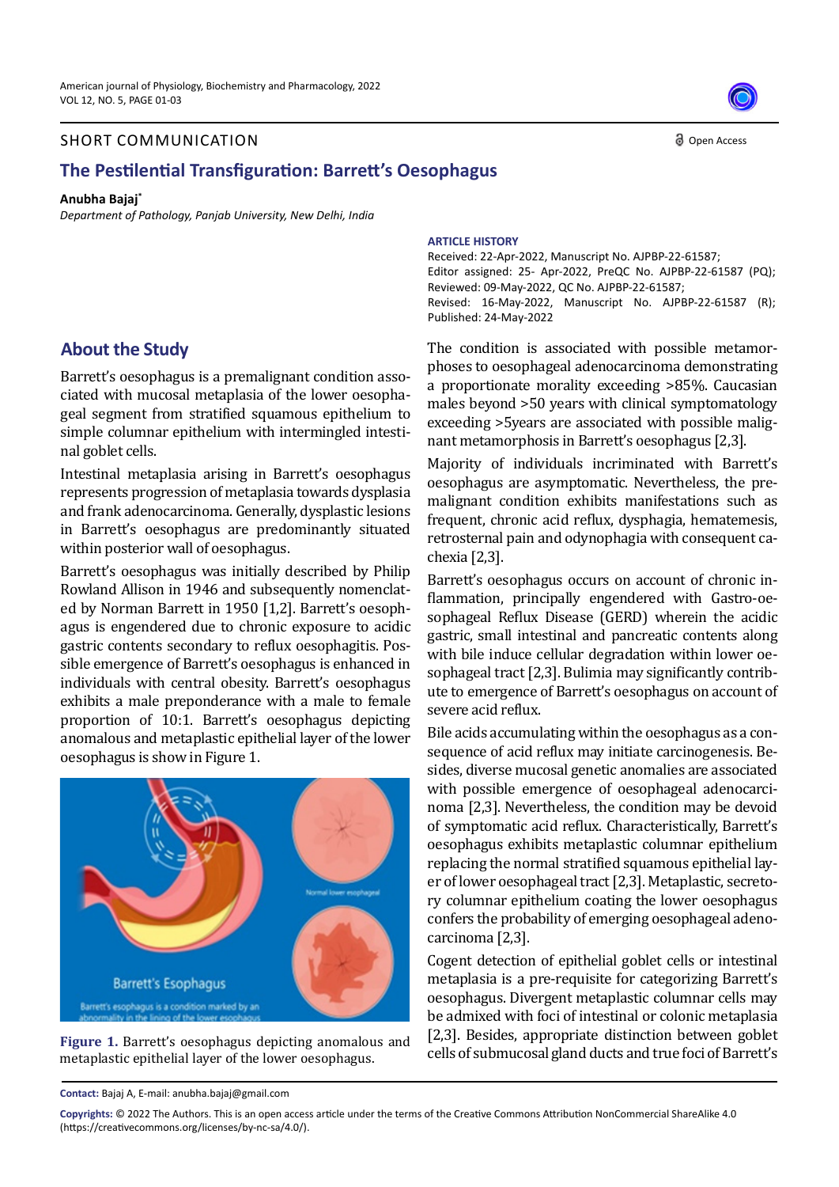SHORT COMMUNICATION

Open Access

# The Pestilential Transfiguration: Barrett's Oesophagus

**Anubha Bajaj***

*Department of Pathology, Panjab University, New Delhi, India*

**ARTICLE HISTORY**

Received: 22-Apr-2022, Manuscript No. AJPBP-22-61587;
Editor assigned: 25- Apr-2022, PreQC No. AJPBP-22-61587 (PQ);
Reviewed: 09-May-2022, QC No. AJPBP-22-61587;
Revised: 16-May-2022, Manuscript No. AJPBP-22-61587 (R);
Published: 24-May-2022

## About the Study

Barrett's oesophagus is a premalignant condition associated with mucosal metaplasia of the lower oesophageal segment from stratified squamous epithelium to simple columnar epithelium with intermingled intestinal goblet cells.

Intestinal metaplasia arising in Barrett's oesophagus represents progression of metaplasia towards dysplasia and frank adenocarcinoma. Generally, dysplastic lesions in Barrett's oesophagus are predominantly situated within posterior wall of oesophagus.

Barrett's oesophagus was initially described by Philip Rowland Allison in 1946 and subsequently nomenclated by Norman Barrett in 1950 [1,2]. Barrett's oesophagus is engendered due to chronic exposure to acidic gastric contents secondary to reflux oesophagitis. Possible emergence of Barrett's oesophagus is enhanced in individuals with central obesity. Barrett's oesophagus exhibits a male preponderance with a male to female proportion of 10:1. Barrett's oesophagus depicting anomalous and metaplastic epithelial layer of the lower oesophagus is show in Figure 1.

**Figure 1.** Barrett's oesophagus depicting anomalous and metaplastic epithelial layer of the lower oesophagus.

The condition is associated with possible metamorphoses to oesophageal adenocarcinoma demonstrating a proportionate morality exceeding >85%. Caucasian males beyond >50 years with clinical symptomatology exceeding >5years are associated with possible malignant metamorphosis in Barrett's oesophagus [2,3].

Majority of individuals incriminated with Barrett's oesophagus are asymptomatic. Nevertheless, the premalignant condition exhibits manifestations such as frequent, chronic acid reflux, dysphagia, hematemesis, retrosternal pain and odynophagia with consequent cachexia [2,3].

Barrett's oesophagus occurs on account of chronic inflammation, principally engendered with Gastro-oesophageal Reflux Disease (GERD) wherein the acidic gastric, small intestinal and pancreatic contents along with bile induce cellular degradation within lower oesophageal tract [2,3]. Bulimia may significantly contribute to emergence of Barrett's oesophagus on account of severe acid reflux.

Bile acids accumulating within the oesophagus as a consequence of acid reflux may initiate carcinogenesis. Besides, diverse mucosal genetic anomalies are associated with possible emergence of oesophageal adenocarcinoma [2,3]. Nevertheless, the condition may be devoid of symptomatic acid reflux. Characteristically, Barrett's oesophagus exhibits metaplastic columnar epithelium replacing the normal stratified squamous epithelial layer of lower oesophageal tract [2,3]. Metaplastic, secretory columnar epithelium coating the lower oesophagus confers the probability of emerging oesophageal adenocarcinoma [2,3].

Cogent detection of epithelial goblet cells or intestinal metaplasia is a pre-requisite for categorizing Barrett's oesophagus. Divergent metaplastic columnar cells may be admixed with foci of intestinal or colonic metaplasia [2,3]. Besides, appropriate distinction between goblet cells of submucosal gland ducts and true foci of Barrett's

**Contact:** Bajaj A, E-mail: anubha.bajaj@gmail.com

**Copyrights:** © 2022 The Authors. This is an open access article under the terms of the Creative Commons Attribution NonCommercial ShareAlike 4.0 (https://creativecommons.org/licenses/by-nc-sa/4.0/).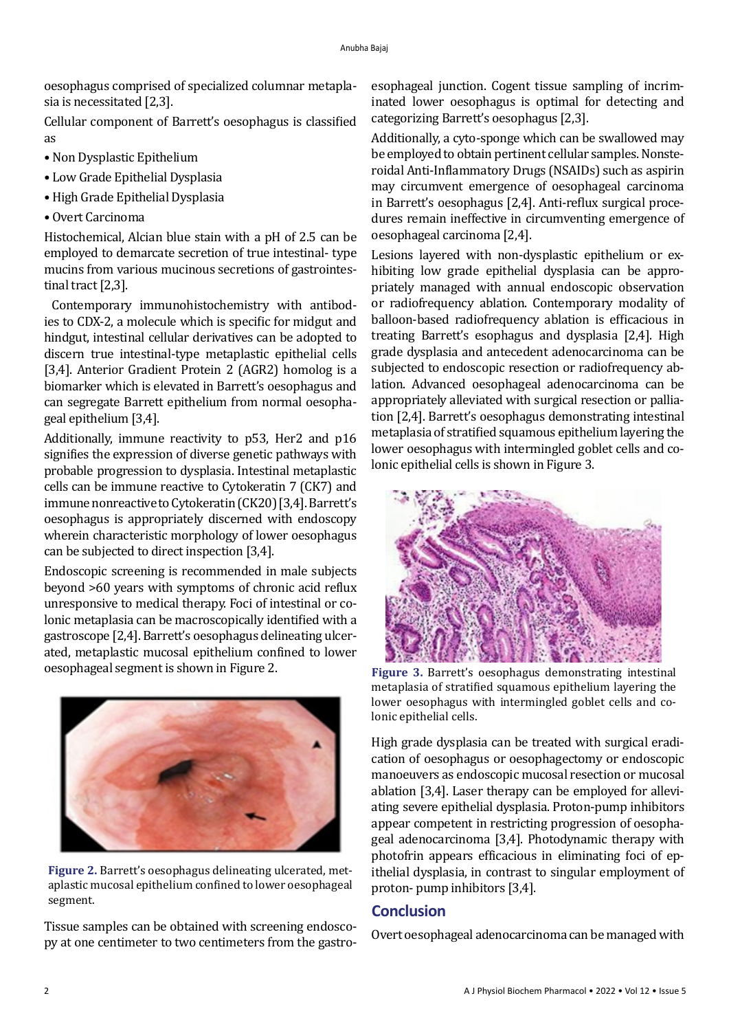oesophagus comprised of specialized columnar metaplasia is necessitated [2,3].

Cellular component of Barrett's oesophagus is classified as

- Non Dysplastic Epithelium
- Low Grade Epithelial Dysplasia
- High Grade Epithelial Dysplasia
- Overt Carcinoma

Histochemical, Alcian blue stain with a pH of 2.5 can be employed to demarcate secretion of true intestinal- type mucins from various mucinous secretions of gastrointestinal tract [2,3].

Contemporary immunohistochemistry with antibodies to CDX-2, a molecule which is specific for midgut and hindgut, intestinal cellular derivatives can be adopted to discern true intestinal-type metaplastic epithelial cells [3,4]. Anterior Gradient Protein 2 (AGR2) homolog is a biomarker which is elevated in Barrett's oesophagus and can segregate Barrett epithelium from normal oesophageal epithelium [3,4].

Additionally, immune reactivity to p53, Her2 and p16 signifies the expression of diverse genetic pathways with probable progression to dysplasia. Intestinal metaplastic cells can be immune reactive to Cytokeratin 7 (CK7) and immune nonreactive to Cytokeratin (CK20) [3,4]. Barrett's oesophagus is appropriately discerned with endoscopy wherein characteristic morphology of lower oesophagus can be subjected to direct inspection [3,4].

Endoscopic screening is recommended in male subjects beyond >60 years with symptoms of chronic acid reflux unresponsive to medical therapy. Foci of intestinal or colonic metaplasia can be macroscopically identified with a gastroscope [2,4]. Barrett's oesophagus delineating ulcerated, metaplastic mucosal epithelium confined to lower oesophageal segment is shown in Figure 2.

**Figure 2.** Barrett's oesophagus delineating ulcerated, metaplastic mucosal epithelium confined to lower oesophageal segment.

Tissue samples can be obtained with screening endoscopy at one centimeter to two centimeters from the gastro-esophageal junction. Cogent tissue sampling of incriminated lower oesophagus is optimal for detecting and categorizing Barrett's oesophagus [2,3].

Additionally, a cyto-sponge which can be swallowed may be employed to obtain pertinent cellular samples. Nonsteroidal Anti-Inflammatory Drugs (NSAIDs) such as aspirin may circumvent emergence of oesophageal carcinoma in Barrett's oesophagus [2,4]. Anti-reflux surgical procedures remain ineffective in circumventing emergence of oesophageal carcinoma [2,4].

Lesions layered with non-dysplastic epithelium or exhibiting low grade epithelial dysplasia can be appropriately managed with annual endoscopic observation or radiofrequency ablation. Contemporary modality of balloon-based radiofrequency ablation is efficacious in treating Barrett's esophagus and dysplasia [2,4]. High grade dysplasia and antecedent adenocarcinoma can be subjected to endoscopic resection or radiofrequency ablation. Advanced oesophageal adenocarcinoma can be appropriately alleviated with surgical resection or palliation [2,4]. Barrett's oesophagus demonstrating intestinal metaplasia of stratified squamous epithelium layering the lower oesophagus with intermingled goblet cells and colonic epithelial cells is shown in Figure 3.

**Figure 3.** Barrett's oesophagus demonstrating intestinal metaplasia of stratified squamous epithelium layering the lower oesophagus with intermingled goblet cells and colonic epithelial cells.

High grade dysplasia can be treated with surgical eradication of oesophagus or oesophagectomy or endoscopic manoeuvers as endoscopic mucosal resection or mucosal ablation [3,4]. Laser therapy can be employed for alleviating severe epithelial dysplasia. Proton-pump inhibitors appear competent in restricting progression of oesophageal adenocarcinoma [3,4]. Photodynamic therapy with photofrin appears efficacious in eliminating foci of epithelial dysplasia, in contrast to singular employment of proton- pump inhibitors [3,4].

## Conclusion

Overt oesophageal adenocarcinoma can be managed with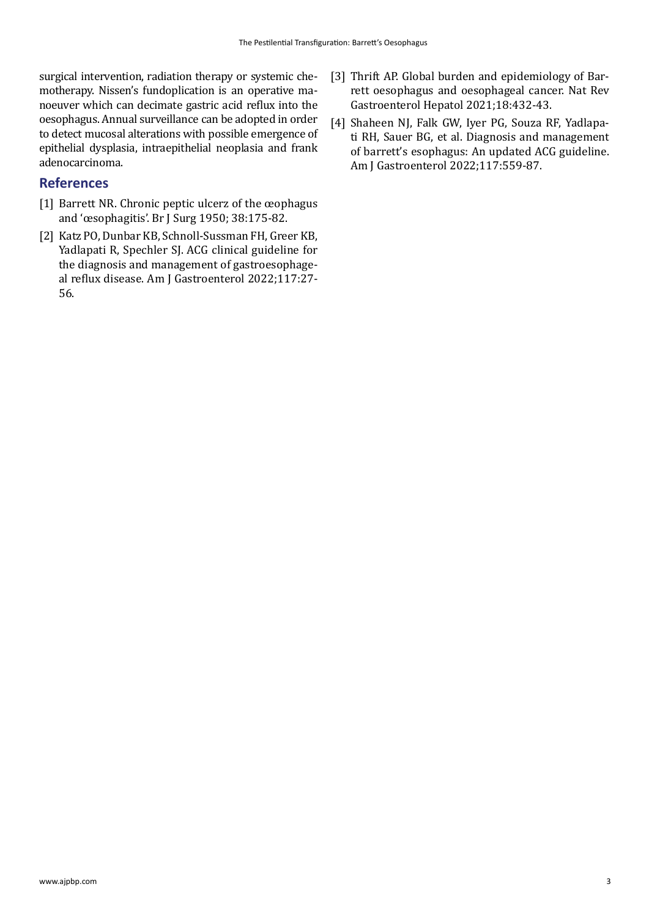surgical intervention, radiation therapy or systemic chemotherapy. Nissen's fundoplication is an operative manoeuver which can decimate gastric acid reflux into the oesophagus. Annual surveillance can be adopted in order to detect mucosal alterations with possible emergence of epithelial dysplasia, intraepithelial neoplasia and frank adenocarcinoma.

## References

[1] Barrett NR. Chronic peptic ulcerz of the œophagus and 'œsophagitis'. Br J Surg 1950; 38:175-82.

[2] Katz PO, Dunbar KB, Schnoll-Sussman FH, Greer KB, Yadlapati R, Spechler SJ. ACG clinical guideline for the diagnosis and management of gastroesophageal reflux disease. Am J Gastroenterol 2022;117:27-56.

[3] Thrift AP. Global burden and epidemiology of Barrett oesophagus and oesophageal cancer. Nat Rev Gastroenterol Hepatol 2021;18:432-43.

[4] Shaheen NJ, Falk GW, Iyer PG, Souza RF, Yadlapati RH, Sauer BG, et al. Diagnosis and management of barrett's esophagus: An updated ACG guideline. Am J Gastroenterol 2022;117:559-87.